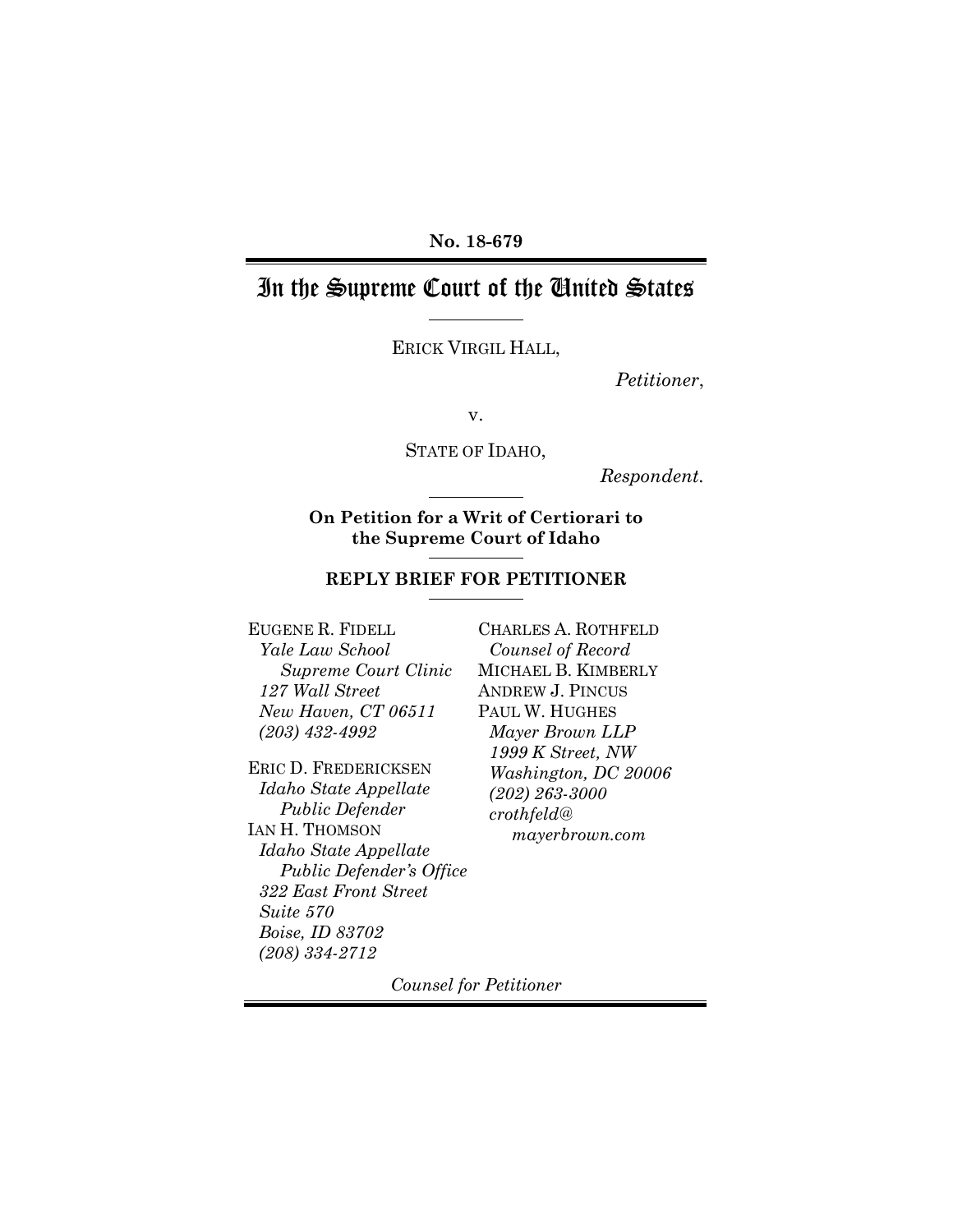**No. 18-679**

# In the Supreme Court of the United States

ERICK VIRGIL HALL,

*Petitioner*,

v.

STATE OF IDAHO,

*Respondent*.

**On Petition for a Writ of Certiorari to the Supreme Court of Idaho**

**REPLY BRIEF FOR PETITIONER**

EUGENE R. FIDELL
*Yale Law School*
*Supreme Court Clinic*
*127 Wall Street*
*New Haven, CT 06511*
*(203) 432-4992*

ERIC D. FREDERICKSEN
*Idaho State Appellate*
*Public Defender*
IAN H. THOMSON
*Idaho State Appellate*
*Public Defender's Office*
*322 East Front Street*
*Suite 570*
*Boise, ID 83702*
*(208) 334-2712*

CHARLES A. ROTHFELD
*Counsel of Record*
MICHAEL B. KIMBERLY
ANDREW J. PINCUS
PAUL W. HUGHES
*Mayer Brown LLP*
*1999 K Street, NW*
*Washington, DC 20006*
*(202) 263-3000*
*crothfeld@mayerbrown.com*

*Counsel for Petitioner*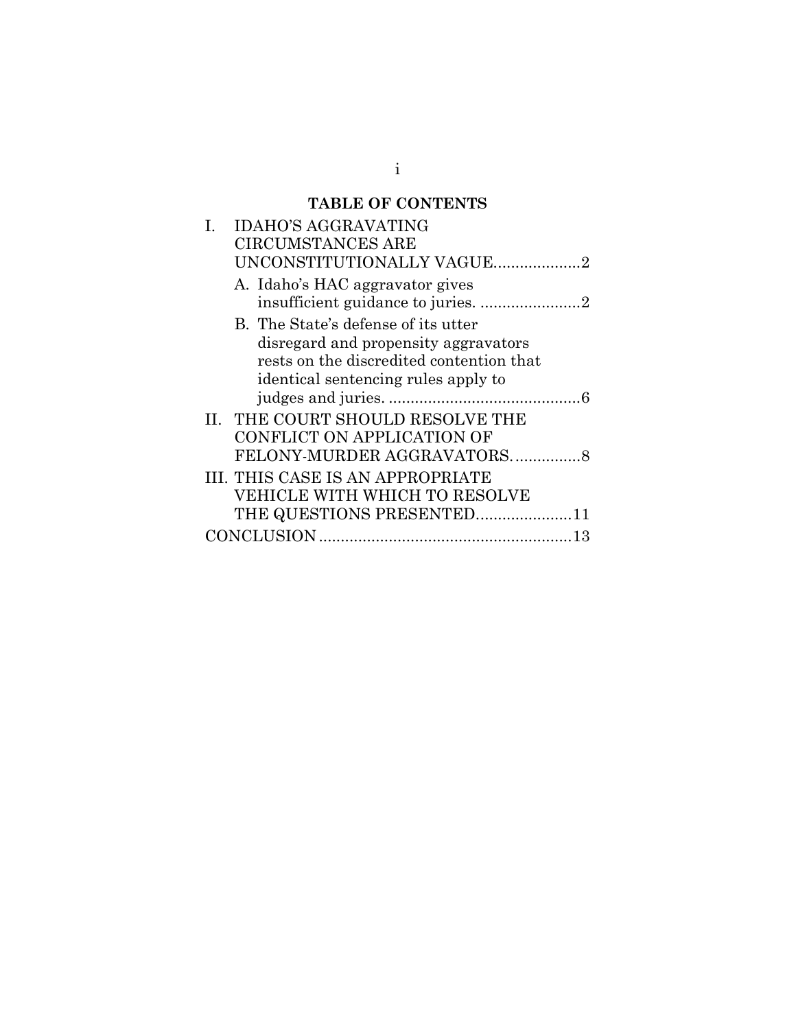## TABLE OF CONTENTS

I. IDAHO'S AGGRAVATING CIRCUMSTANCES ARE UNCONSTITUTIONALLY VAGUE....................2

  A. Idaho's HAC aggravator gives insufficient guidance to juries. .......................2

  B. The State's defense of its utter disregard and propensity aggravators rests on the discredited contention that identical sentencing rules apply to judges and juries. ............................................6

II. THE COURT SHOULD RESOLVE THE CONFLICT ON APPLICATION OF FELONY-MURDER AGGRAVATORS. ...............8

III. THIS CASE IS AN APPROPRIATE VEHICLE WITH WHICH TO RESOLVE THE QUESTIONS PRESENTED......................11

CONCLUSION ..........................................................13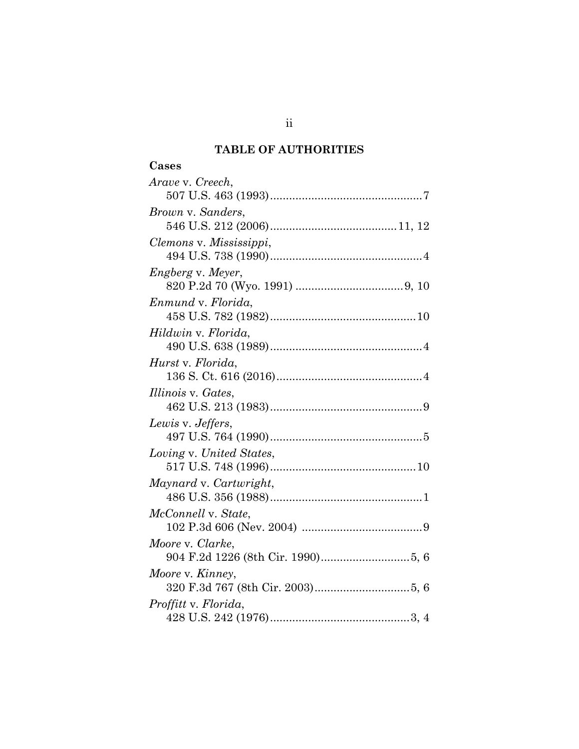## TABLE OF AUTHORITIES

**Cases**

*Arave* v. *Creech*,
507 U.S. 463 (1993)................................................7

*Brown* v. *Sanders*,
546 U.S. 212 (2006)........................................11, 12

*Clemons* v. *Mississippi*,
494 U.S. 738 (1990)................................................4

*Engberg* v. *Meyer*,
820 P.2d 70 (Wyo. 1991) ..................................9, 10

*Enmund* v. *Florida*,
458 U.S. 782 (1982)..............................................10

*Hildwin* v. *Florida*,
490 U.S. 638 (1989)................................................4

*Hurst* v. *Florida*,
136 S. Ct. 616 (2016)..............................................4

*Illinois* v. *Gates*,
462 U.S. 213 (1983)................................................9

*Lewis* v. *Jeffers*,
497 U.S. 764 (1990)................................................5

*Loving* v. *United States*,
517 U.S. 748 (1996)..............................................10

*Maynard* v. *Cartwright*,
486 U.S. 356 (1988)................................................1

*McConnell* v. *State*,
102 P.3d 606 (Nev. 2004) ......................................9

*Moore* v. *Clarke*,
904 F.2d 1226 (8th Cir. 1990)............................5, 6

*Moore* v. *Kinney*,
320 F.3d 767 (8th Cir. 2003)..............................5, 6

*Proffitt* v. *Florida*,
428 U.S. 242 (1976)............................................3, 4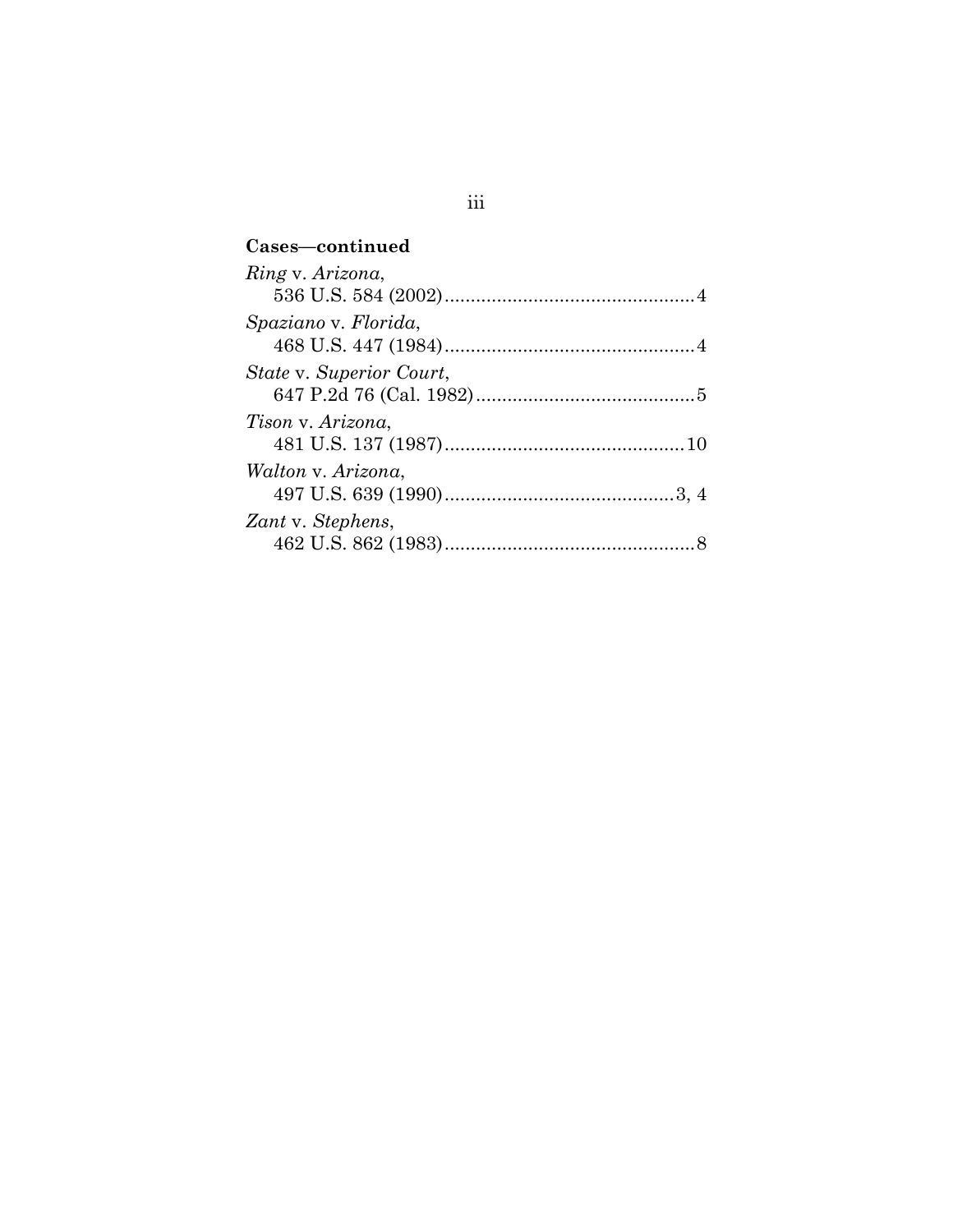**Cases—continued**

*Ring* v. *Arizona*,
536 U.S. 584 (2002)................................................4

*Spaziano* v. *Florida*,
468 U.S. 447 (1984)................................................4

*State* v. *Superior Court*,
647 P.2d 76 (Cal. 1982)..........................................5

*Tison* v. *Arizona*,
481 U.S. 137 (1987)..............................................10

*Walton* v. *Arizona*,
497 U.S. 639 (1990)............................................3, 4

*Zant* v. *Stephens*,
462 U.S. 862 (1983)................................................8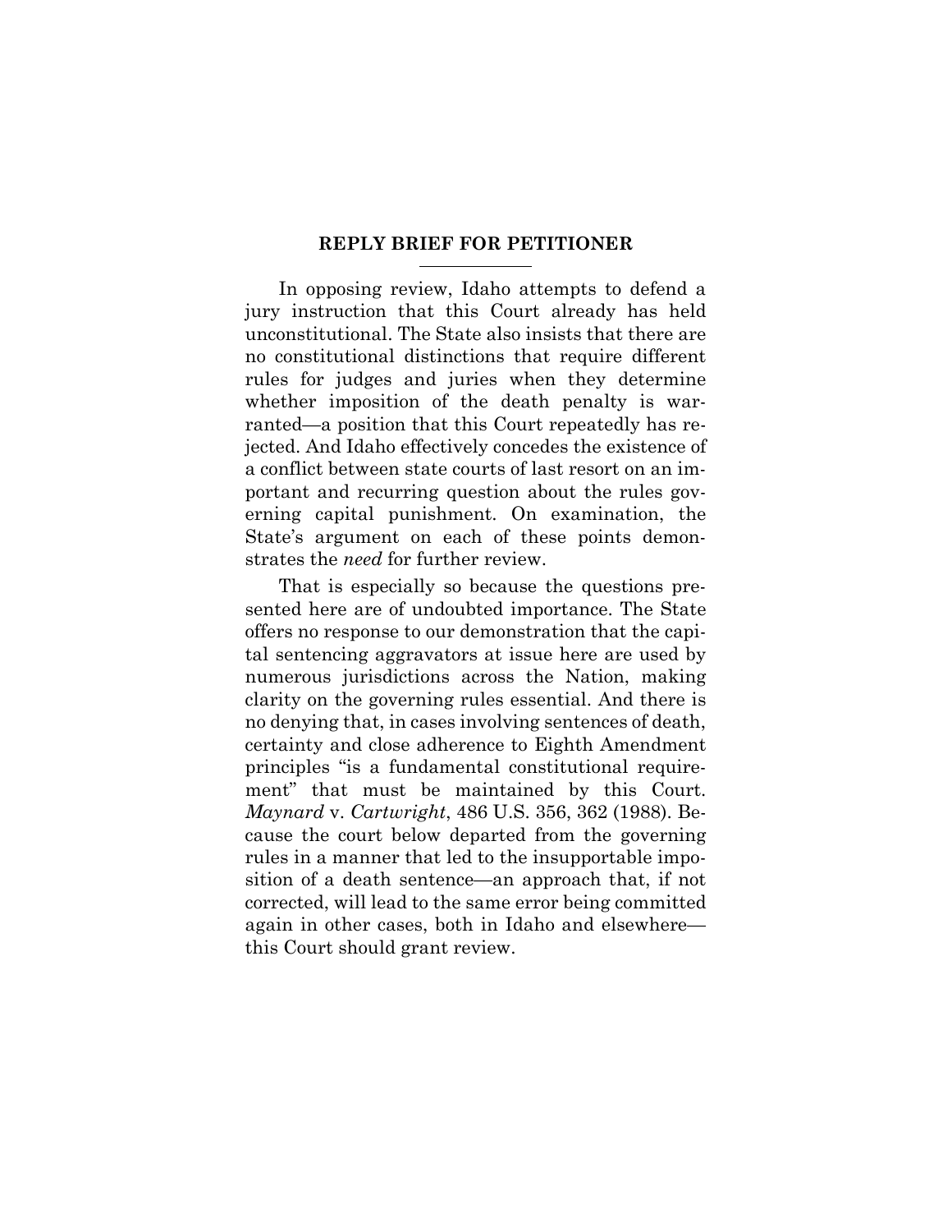## REPLY BRIEF FOR PETITIONER

In opposing review, Idaho attempts to defend a jury instruction that this Court already has held unconstitutional. The State also insists that there are no constitutional distinctions that require different rules for judges and juries when they determine whether imposition of the death penalty is warranted—a position that this Court repeatedly has rejected. And Idaho effectively concedes the existence of a conflict between state courts of last resort on an important and recurring question about the rules governing capital punishment. On examination, the State's argument on each of these points demonstrates the *need* for further review.

That is especially so because the questions presented here are of undoubted importance. The State offers no response to our demonstration that the capital sentencing aggravators at issue here are used by numerous jurisdictions across the Nation, making clarity on the governing rules essential. And there is no denying that, in cases involving sentences of death, certainty and close adherence to Eighth Amendment principles "is a fundamental constitutional requirement" that must be maintained by this Court. *Maynard* v. *Cartwright*, 486 U.S. 356, 362 (1988). Because the court below departed from the governing rules in a manner that led to the insupportable imposition of a death sentence—an approach that, if not corrected, will lead to the same error being committed again in other cases, both in Idaho and elsewhere—this Court should grant review.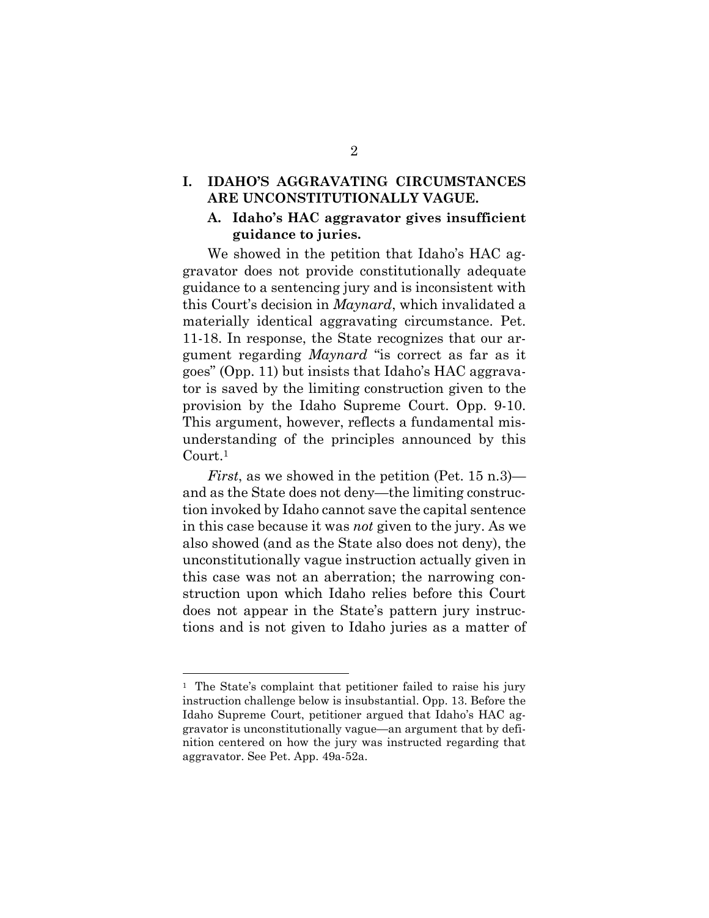## I. IDAHO'S AGGRAVATING CIRCUMSTANCES ARE UNCONSTITUTIONALLY VAGUE.

### A. Idaho's HAC aggravator gives insufficient guidance to juries.

We showed in the petition that Idaho's HAC aggravator does not provide constitutionally adequate guidance to a sentencing jury and is inconsistent with this Court's decision in *Maynard*, which invalidated a materially identical aggravating circumstance. Pet. 11-18. In response, the State recognizes that our argument regarding *Maynard* "is correct as far as it goes" (Opp. 11) but insists that Idaho's HAC aggravator is saved by the limiting construction given to the provision by the Idaho Supreme Court. Opp. 9-10. This argument, however, reflects a fundamental misunderstanding of the principles announced by this Court.[1]

*First*, as we showed in the petition (Pet. 15 n.3)—and as the State does not deny—the limiting construction invoked by Idaho cannot save the capital sentence in this case because it was *not* given to the jury. As we also showed (and as the State also does not deny), the unconstitutionally vague instruction actually given in this case was not an aberration; the narrowing construction upon which Idaho relies before this Court does not appear in the State's pattern jury instructions and is not given to Idaho juries as a matter of

[1] The State's complaint that petitioner failed to raise his jury instruction challenge below is insubstantial. Opp. 13. Before the Idaho Supreme Court, petitioner argued that Idaho's HAC aggravator is unconstitutionally vague—an argument that by definition centered on how the jury was instructed regarding that aggravator. See Pet. App. 49a-52a.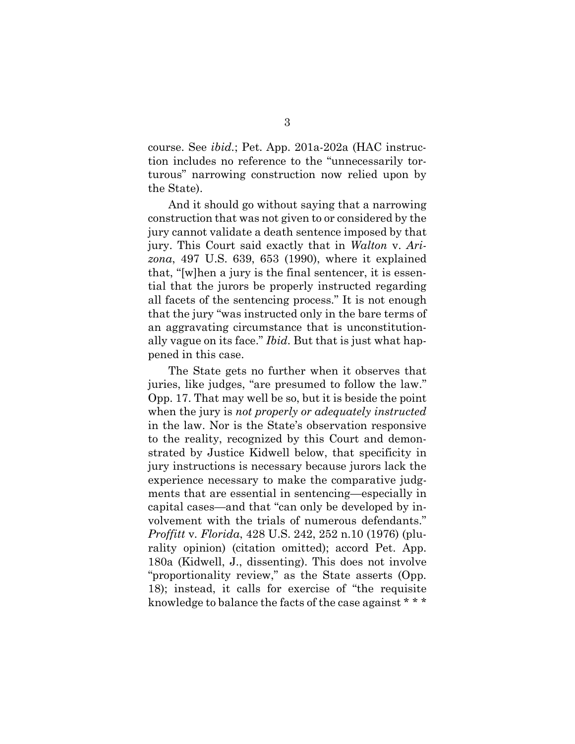course. See *ibid.*; Pet. App. 201a-202a (HAC instruction includes no reference to the "unnecessarily torturous" narrowing construction now relied upon by the State).

And it should go without saying that a narrowing construction that was not given to or considered by the jury cannot validate a death sentence imposed by that jury. This Court said exactly that in *Walton* v. *Arizona*, 497 U.S. 639, 653 (1990), where it explained that, "[w]hen a jury is the final sentencer, it is essential that the jurors be properly instructed regarding all facets of the sentencing process." It is not enough that the jury "was instructed only in the bare terms of an aggravating circumstance that is unconstitutionally vague on its face." *Ibid*. But that is just what happened in this case.

The State gets no further when it observes that juries, like judges, "are presumed to follow the law." Opp. 17. That may well be so, but it is beside the point when the jury is *not properly or adequately instructed* in the law. Nor is the State's observation responsive to the reality, recognized by this Court and demonstrated by Justice Kidwell below, that specificity in jury instructions is necessary because jurors lack the experience necessary to make the comparative judgments that are essential in sentencing—especially in capital cases—and that "can only be developed by involvement with the trials of numerous defendants." *Proffitt* v. *Florida*, 428 U.S. 242, 252 n.10 (1976) (plurality opinion) (citation omitted); accord Pet. App. 180a (Kidwell, J., dissenting). This does not involve "proportionality review," as the State asserts (Opp. 18); instead, it calls for exercise of "the requisite knowledge to balance the facts of the case against * * *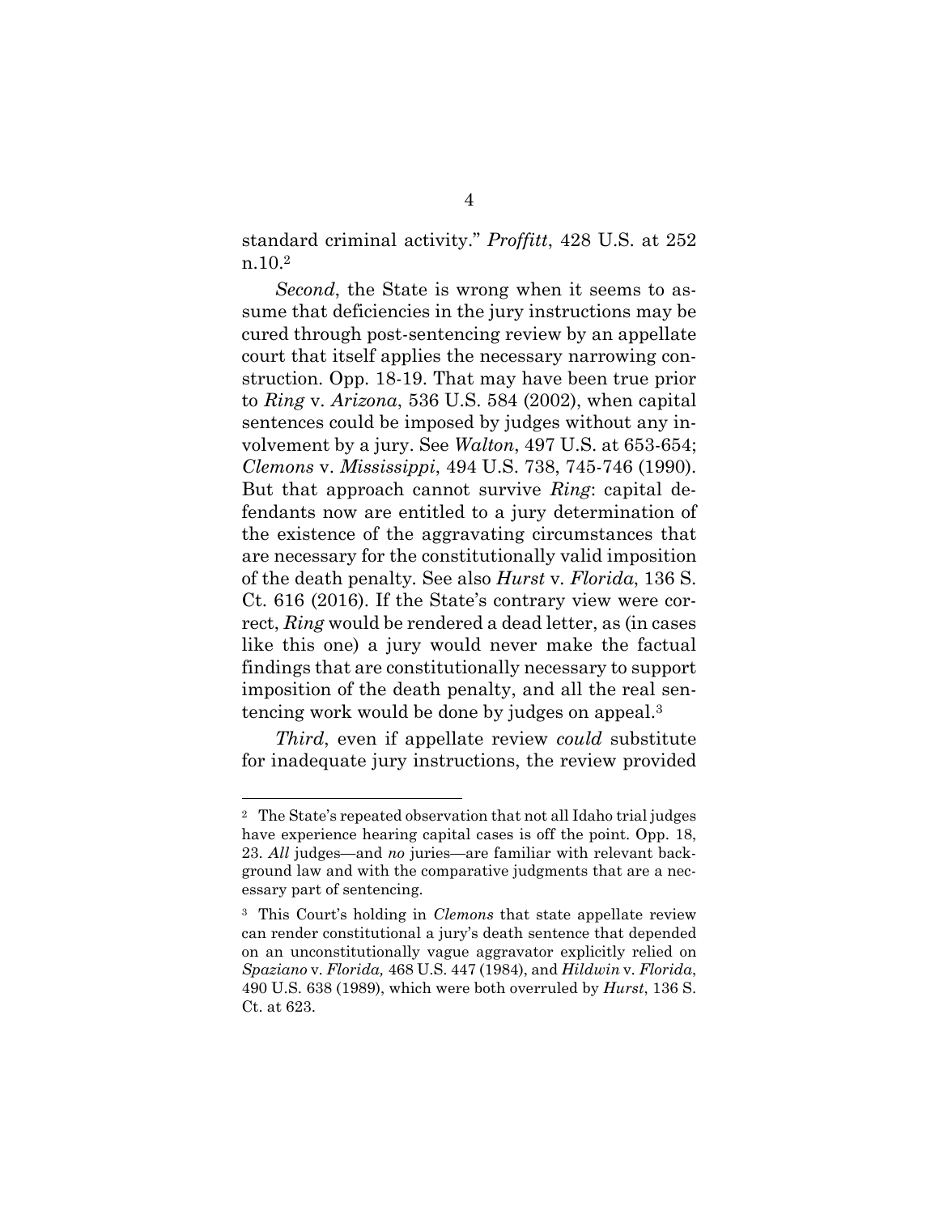standard criminal activity." *Proffitt*, 428 U.S. at 252 n.10.[2]

*Second*, the State is wrong when it seems to assume that deficiencies in the jury instructions may be cured through post-sentencing review by an appellate court that itself applies the necessary narrowing construction. Opp. 18-19. That may have been true prior to *Ring* v. *Arizona*, 536 U.S. 584 (2002), when capital sentences could be imposed by judges without any involvement by a jury. See *Walton*, 497 U.S. at 653-654; *Clemons* v. *Mississippi*, 494 U.S. 738, 745-746 (1990). But that approach cannot survive *Ring*: capital defendants now are entitled to a jury determination of the existence of the aggravating circumstances that are necessary for the constitutionally valid imposition of the death penalty. See also *Hurst* v. *Florida*, 136 S. Ct. 616 (2016). If the State's contrary view were correct, *Ring* would be rendered a dead letter, as (in cases like this one) a jury would never make the factual findings that are constitutionally necessary to support imposition of the death penalty, and all the real sentencing work would be done by judges on appeal.[3]

*Third*, even if appellate review *could* substitute for inadequate jury instructions, the review provided

---

[2] The State's repeated observation that not all Idaho trial judges have experience hearing capital cases is off the point. Opp. 18, 23. *All* judges—and *no* juries—are familiar with relevant background law and with the comparative judgments that are a necessary part of sentencing.

[3] This Court's holding in *Clemons* that state appellate review can render constitutional a jury's death sentence that depended on an unconstitutionally vague aggravator explicitly relied on *Spaziano* v. *Florida,* 468 U.S. 447 (1984), and *Hildwin* v. *Florida*, 490 U.S. 638 (1989), which were both overruled by *Hurst*, 136 S. Ct. at 623.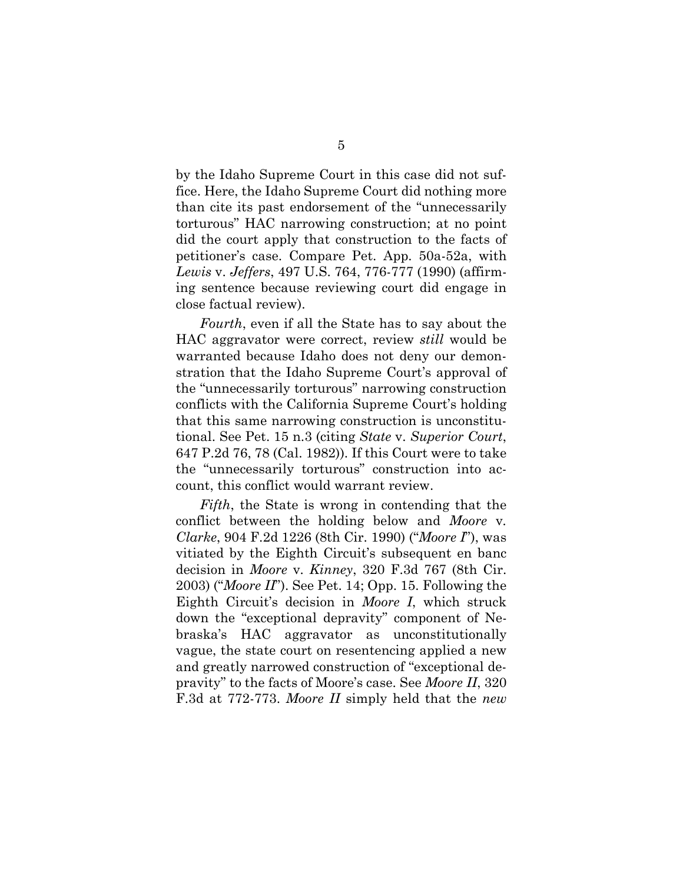by the Idaho Supreme Court in this case did not suffice. Here, the Idaho Supreme Court did nothing more than cite its past endorsement of the "unnecessarily torturous" HAC narrowing construction; at no point did the court apply that construction to the facts of petitioner's case. Compare Pet. App. 50a-52a, with *Lewis* v. *Jeffers*, 497 U.S. 764, 776-777 (1990) (affirming sentence because reviewing court did engage in close factual review).

*Fourth*, even if all the State has to say about the HAC aggravator were correct, review *still* would be warranted because Idaho does not deny our demonstration that the Idaho Supreme Court's approval of the "unnecessarily torturous" narrowing construction conflicts with the California Supreme Court's holding that this same narrowing construction is unconstitutional. See Pet. 15 n.3 (citing *State* v. *Superior Court*, 647 P.2d 76, 78 (Cal. 1982)). If this Court were to take the "unnecessarily torturous" construction into account, this conflict would warrant review.

*Fifth*, the State is wrong in contending that the conflict between the holding below and *Moore* v. *Clarke*, 904 F.2d 1226 (8th Cir. 1990) ("*Moore I*"), was vitiated by the Eighth Circuit's subsequent en banc decision in *Moore* v. *Kinney*, 320 F.3d 767 (8th Cir. 2003) ("*Moore II*"). See Pet. 14; Opp. 15. Following the Eighth Circuit's decision in *Moore I*, which struck down the "exceptional depravity" component of Nebraska's HAC aggravator as unconstitutionally vague, the state court on resentencing applied a new and greatly narrowed construction of "exceptional depravity" to the facts of Moore's case. See *Moore II*, 320 F.3d at 772-773. *Moore II* simply held that the *new*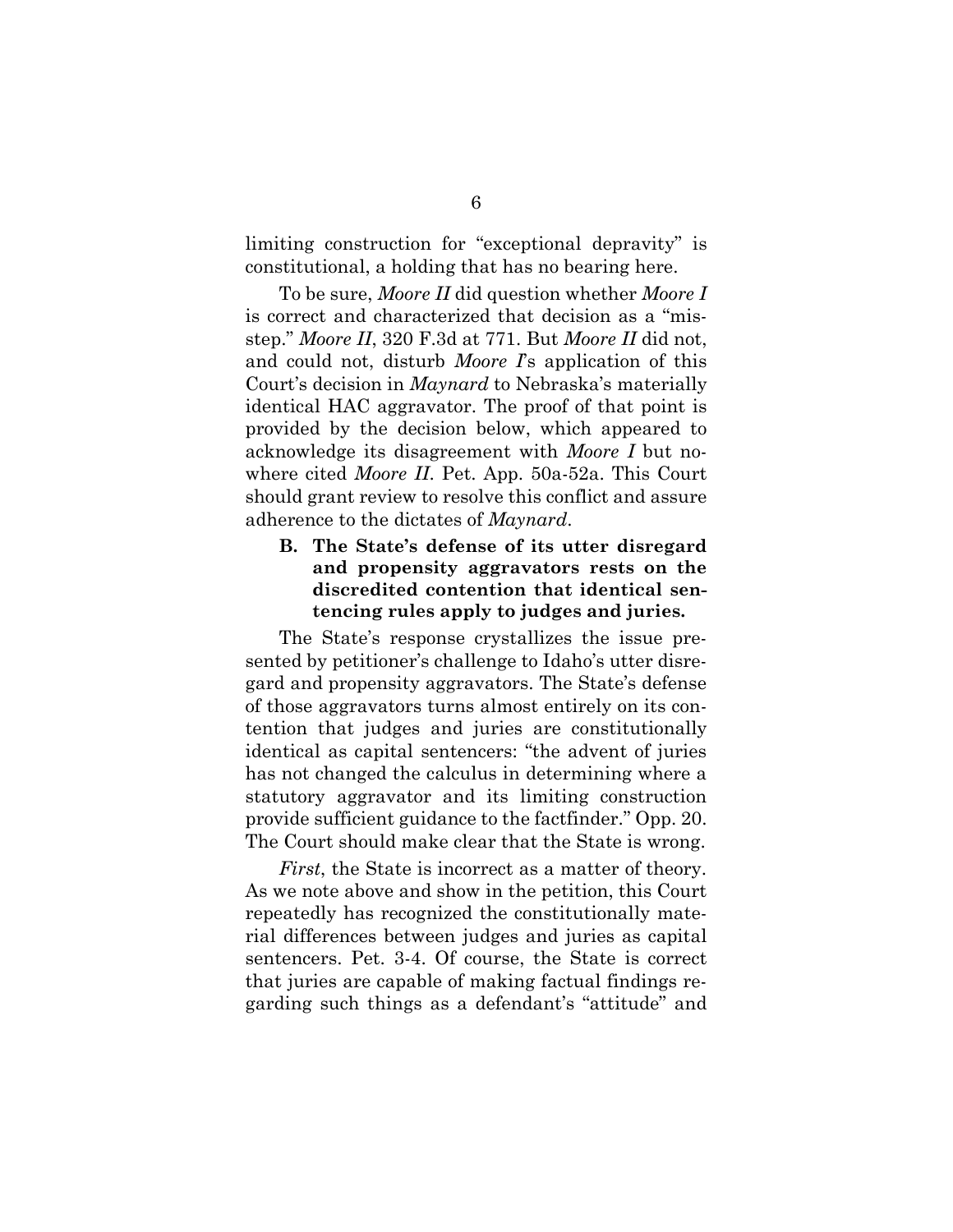limiting construction for "exceptional depravity" is constitutional, a holding that has no bearing here.

To be sure, *Moore II* did question whether *Moore I* is correct and characterized that decision as a "misstep." *Moore II*, 320 F.3d at 771. But *Moore II* did not, and could not, disturb *Moore I*'s application of this Court's decision in *Maynard* to Nebraska's materially identical HAC aggravator. The proof of that point is provided by the decision below, which appeared to acknowledge its disagreement with *Moore I* but nowhere cited *Moore II*. Pet. App. 50a-52a. This Court should grant review to resolve this conflict and assure adherence to the dictates of *Maynard*.

### B. The State's defense of its utter disregard and propensity aggravators rests on the discredited contention that identical sentencing rules apply to judges and juries.

The State's response crystallizes the issue presented by petitioner's challenge to Idaho's utter disregard and propensity aggravators. The State's defense of those aggravators turns almost entirely on its contention that judges and juries are constitutionally identical as capital sentencers: "the advent of juries has not changed the calculus in determining where a statutory aggravator and its limiting construction provide sufficient guidance to the factfinder." Opp. 20. The Court should make clear that the State is wrong.

*First*, the State is incorrect as a matter of theory. As we note above and show in the petition, this Court repeatedly has recognized the constitutionally material differences between judges and juries as capital sentencers. Pet. 3-4. Of course, the State is correct that juries are capable of making factual findings regarding such things as a defendant's "attitude" and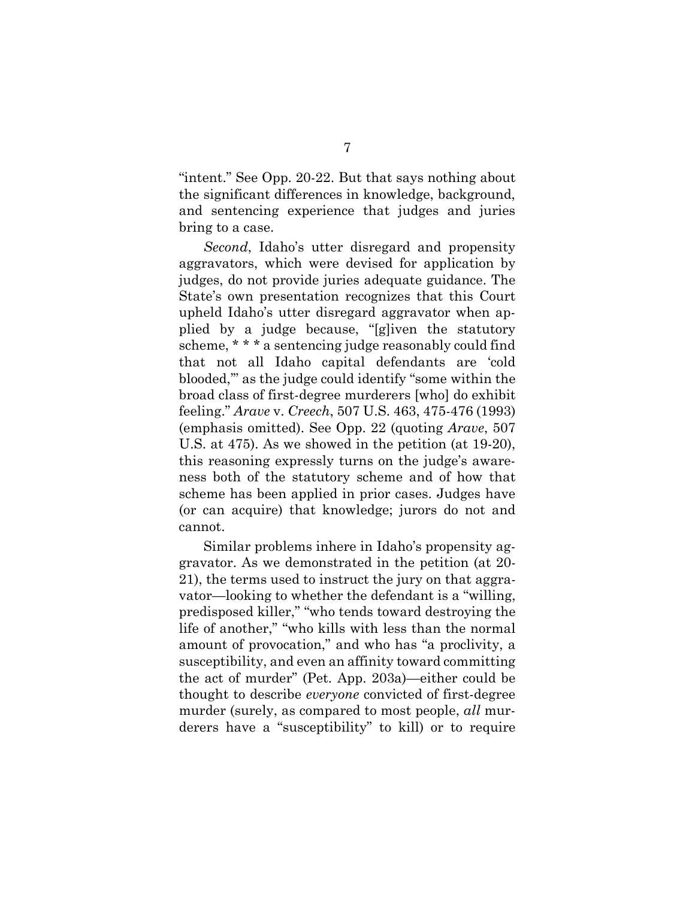"intent." See Opp. 20-22. But that says nothing about the significant differences in knowledge, background, and sentencing experience that judges and juries bring to a case.

*Second*, Idaho's utter disregard and propensity aggravators, which were devised for application by judges, do not provide juries adequate guidance. The State's own presentation recognizes that this Court upheld Idaho's utter disregard aggravator when applied by a judge because, "[g]iven the statutory scheme, * * * a sentencing judge reasonably could find that not all Idaho capital defendants are 'cold blooded,'" as the judge could identify "some within the broad class of first-degree murderers [who] do exhibit feeling." *Arave* v. *Creech*, 507 U.S. 463, 475-476 (1993) (emphasis omitted). See Opp. 22 (quoting *Arave*, 507 U.S. at 475). As we showed in the petition (at 19-20), this reasoning expressly turns on the judge's awareness both of the statutory scheme and of how that scheme has been applied in prior cases. Judges have (or can acquire) that knowledge; jurors do not and cannot.

Similar problems inhere in Idaho's propensity aggravator. As we demonstrated in the petition (at 20-21), the terms used to instruct the jury on that aggravator—looking to whether the defendant is a "willing, predisposed killer," "who tends toward destroying the life of another," "who kills with less than the normal amount of provocation," and who has "a proclivity, a susceptibility, and even an affinity toward committing the act of murder" (Pet. App. 203a)—either could be thought to describe *everyone* convicted of first-degree murder (surely, as compared to most people, *all* murderers have a "susceptibility" to kill) or to require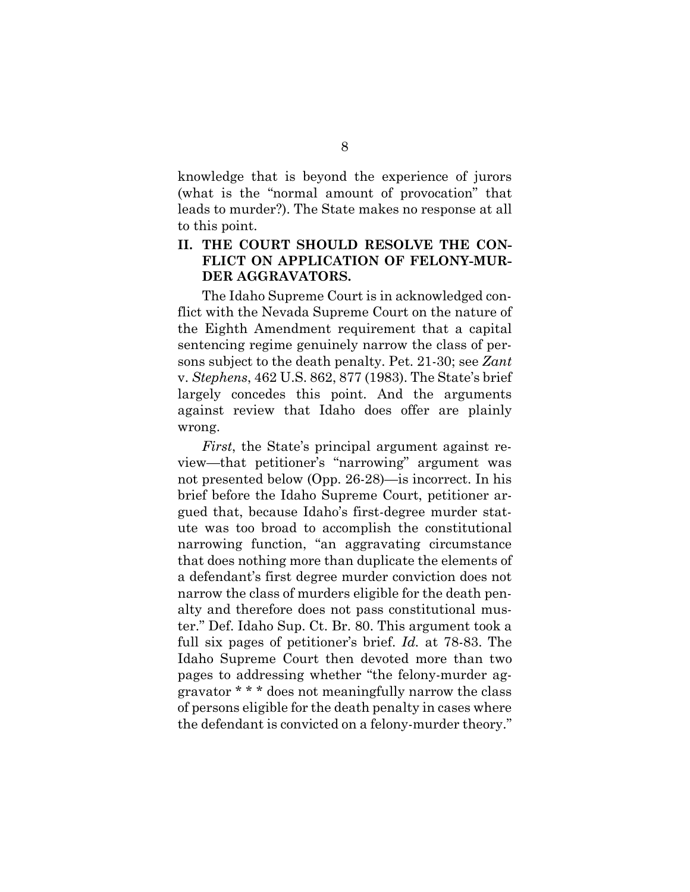knowledge that is beyond the experience of jurors (what is the "normal amount of provocation" that leads to murder?). The State makes no response at all to this point.

## II. THE COURT SHOULD RESOLVE THE CONFLICT ON APPLICATION OF FELONY-MURDER AGGRAVATORS.

The Idaho Supreme Court is in acknowledged conflict with the Nevada Supreme Court on the nature of the Eighth Amendment requirement that a capital sentencing regime genuinely narrow the class of persons subject to the death penalty. Pet. 21-30; see *Zant* v. *Stephens*, 462 U.S. 862, 877 (1983). The State's brief largely concedes this point. And the arguments against review that Idaho does offer are plainly wrong.

*First*, the State's principal argument against review—that petitioner's "narrowing" argument was not presented below (Opp. 26-28)—is incorrect. In his brief before the Idaho Supreme Court, petitioner argued that, because Idaho's first-degree murder statute was too broad to accomplish the constitutional narrowing function, "an aggravating circumstance that does nothing more than duplicate the elements of a defendant's first degree murder conviction does not narrow the class of murders eligible for the death penalty and therefore does not pass constitutional muster." Def. Idaho Sup. Ct. Br. 80. This argument took a full six pages of petitioner's brief. *Id.* at 78-83. The Idaho Supreme Court then devoted more than two pages to addressing whether "the felony-murder aggravator * * * does not meaningfully narrow the class of persons eligible for the death penalty in cases where the defendant is convicted on a felony-murder theory."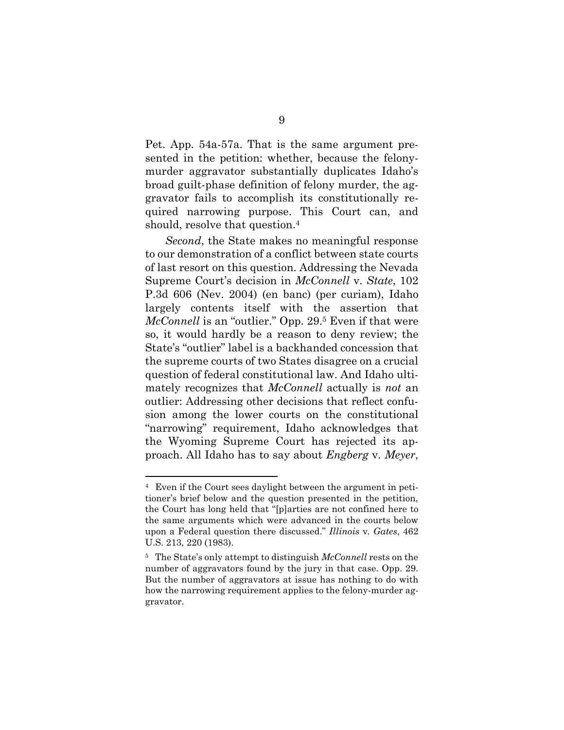Pet. App. 54a-57a. That is the same argument presented in the petition: whether, because the felony-murder aggravator substantially duplicates Idaho's broad guilt-phase definition of felony murder, the aggravator fails to accomplish its constitutionally required narrowing purpose. This Court can, and should, resolve that question.[4]

*Second*, the State makes no meaningful response to our demonstration of a conflict between state courts of last resort on this question. Addressing the Nevada Supreme Court's decision in *McConnell* v. *State*, 102 P.3d 606 (Nev. 2004) (en banc) (per curiam), Idaho largely contents itself with the assertion that *McConnell* is an "outlier." Opp. 29.[5] Even if that were so, it would hardly be a reason to deny review; the State's "outlier" label is a backhanded concession that the supreme courts of two States disagree on a crucial question of federal constitutional law. And Idaho ultimately recognizes that *McConnell* actually is *not* an outlier: Addressing other decisions that reflect confusion among the lower courts on the constitutional "narrowing" requirement, Idaho acknowledges that the Wyoming Supreme Court has rejected its approach. All Idaho has to say about *Engberg* v. *Meyer*,

---

[4] Even if the Court sees daylight between the argument in petitioner's brief below and the question presented in the petition, the Court has long held that "[p]arties are not confined here to the same arguments which were advanced in the courts below upon a Federal question there discussed." *Illinois* v. *Gates*, 462 U.S. 213, 220 (1983).

[5] The State's only attempt to distinguish *McConnell* rests on the number of aggravators found by the jury in that case. Opp. 29. But the number of aggravators at issue has nothing to do with how the narrowing requirement applies to the felony-murder aggravator.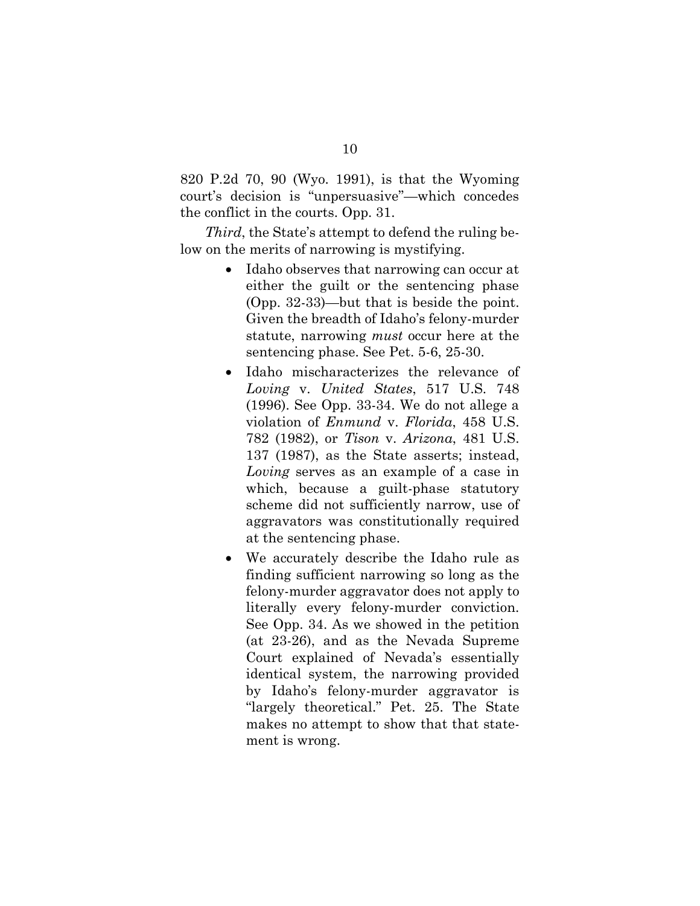820 P.2d 70, 90 (Wyo. 1991), is that the Wyoming court's decision is "unpersuasive"—which concedes the conflict in the courts. Opp. 31.

*Third*, the State's attempt to defend the ruling below on the merits of narrowing is mystifying.

- Idaho observes that narrowing can occur at either the guilt or the sentencing phase (Opp. 32-33)—but that is beside the point. Given the breadth of Idaho's felony-murder statute, narrowing *must* occur here at the sentencing phase. See Pet. 5-6, 25-30.
- Idaho mischaracterizes the relevance of *Loving* v. *United States*, 517 U.S. 748 (1996). See Opp. 33-34. We do not allege a violation of *Enmund* v. *Florida*, 458 U.S. 782 (1982), or *Tison* v. *Arizona*, 481 U.S. 137 (1987), as the State asserts; instead, *Loving* serves as an example of a case in which, because a guilt-phase statutory scheme did not sufficiently narrow, use of aggravators was constitutionally required at the sentencing phase.
- We accurately describe the Idaho rule as finding sufficient narrowing so long as the felony-murder aggravator does not apply to literally every felony-murder conviction. See Opp. 34. As we showed in the petition (at 23-26), and as the Nevada Supreme Court explained of Nevada's essentially identical system, the narrowing provided by Idaho's felony-murder aggravator is "largely theoretical." Pet. 25. The State makes no attempt to show that that statement is wrong.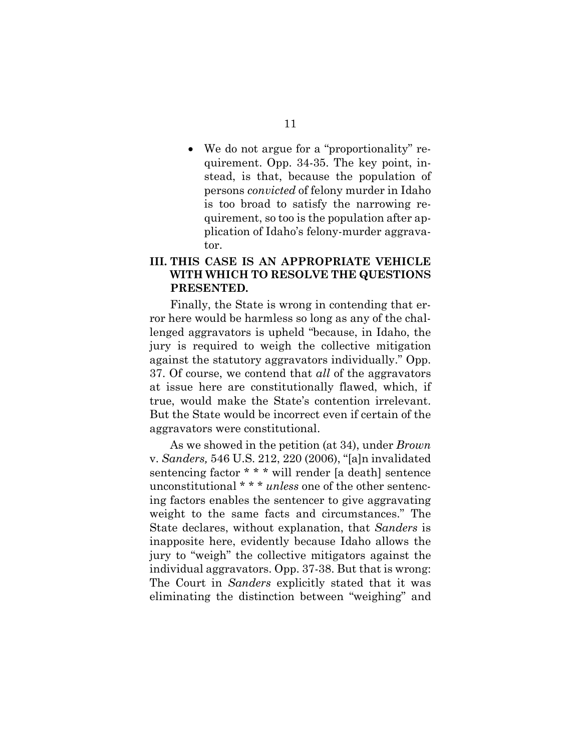- We do not argue for a "proportionality" requirement. Opp. 34-35. The key point, instead, is that, because the population of persons *convicted* of felony murder in Idaho is too broad to satisfy the narrowing requirement, so too is the population after application of Idaho's felony-murder aggravator.

## III. THIS CASE IS AN APPROPRIATE VEHICLE WITH WHICH TO RESOLVE THE QUESTIONS PRESENTED.

Finally, the State is wrong in contending that error here would be harmless so long as any of the challenged aggravators is upheld "because, in Idaho, the jury is required to weigh the collective mitigation against the statutory aggravators individually." Opp. 37. Of course, we contend that *all* of the aggravators at issue here are constitutionally flawed, which, if true, would make the State's contention irrelevant. But the State would be incorrect even if certain of the aggravators were constitutional.

As we showed in the petition (at 34), under *Brown* v. *Sanders,* 546 U.S. 212, 220 (2006), "[a]n invalidated sentencing factor * * * will render [a death] sentence unconstitutional * * * *unless* one of the other sentencing factors enables the sentencer to give aggravating weight to the same facts and circumstances." The State declares, without explanation, that *Sanders* is inapposite here, evidently because Idaho allows the jury to "weigh" the collective mitigators against the individual aggravators. Opp. 37-38. But that is wrong: The Court in *Sanders* explicitly stated that it was eliminating the distinction between "weighing" and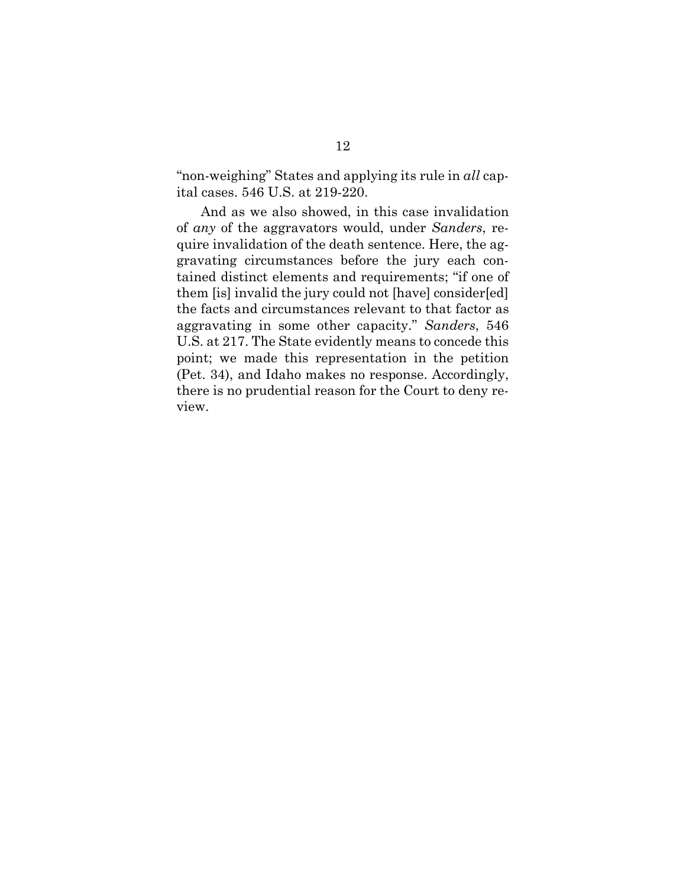"non-weighing" States and applying its rule in *all* capital cases. 546 U.S. at 219-220.

And as we also showed, in this case invalidation of *any* of the aggravators would, under *Sanders*, require invalidation of the death sentence. Here, the aggravating circumstances before the jury each contained distinct elements and requirements; "if one of them [is] invalid the jury could not [have] consider[ed] the facts and circumstances relevant to that factor as aggravating in some other capacity." *Sanders*, 546 U.S. at 217. The State evidently means to concede this point; we made this representation in the petition (Pet. 34), and Idaho makes no response. Accordingly, there is no prudential reason for the Court to deny review.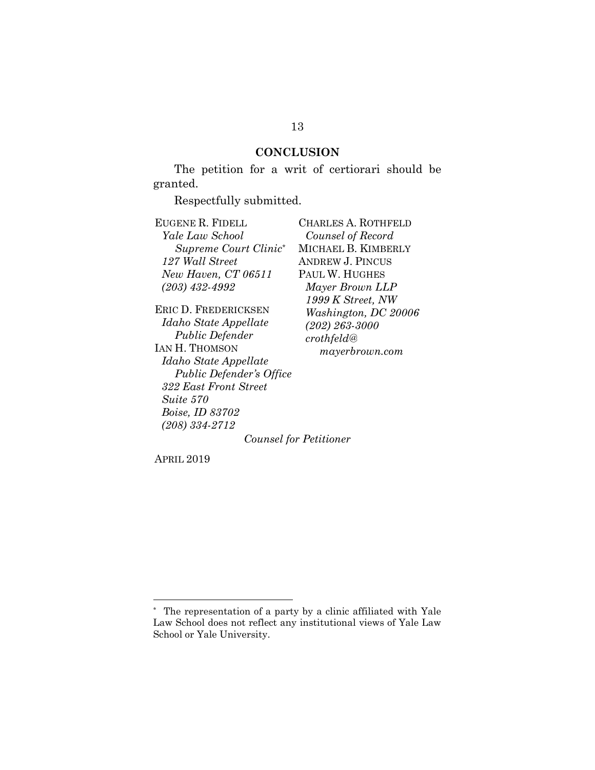## CONCLUSION

The petition for a writ of certiorari should be granted.

Respectfully submitted.

EUGENE R. FIDELL
*Yale Law School*
*Supreme Court Clinic**
*127 Wall Street*
*New Haven, CT 06511*
*(203) 432-4992*

ERIC D. FREDERICKSEN
*Idaho State Appellate*
*Public Defender*
IAN H. THOMSON
*Idaho State Appellate*
*Public Defender's Office*
*322 East Front Street*
*Suite 570*
*Boise, ID 83702*
*(208) 334-2712*

CHARLES A. ROTHFELD
*Counsel of Record*
MICHAEL B. KIMBERLY
ANDREW J. PINCUS
PAUL W. HUGHES
*Mayer Brown LLP*
*1999 K Street, NW*
*Washington, DC 20006*
*(202) 263-3000*
*crothfeld@*
*mayerbrown.com*

*Counsel for Petitioner*

APRIL 2019

---

\* The representation of a party by a clinic affiliated with Yale Law School does not reflect any institutional views of Yale Law School or Yale University.